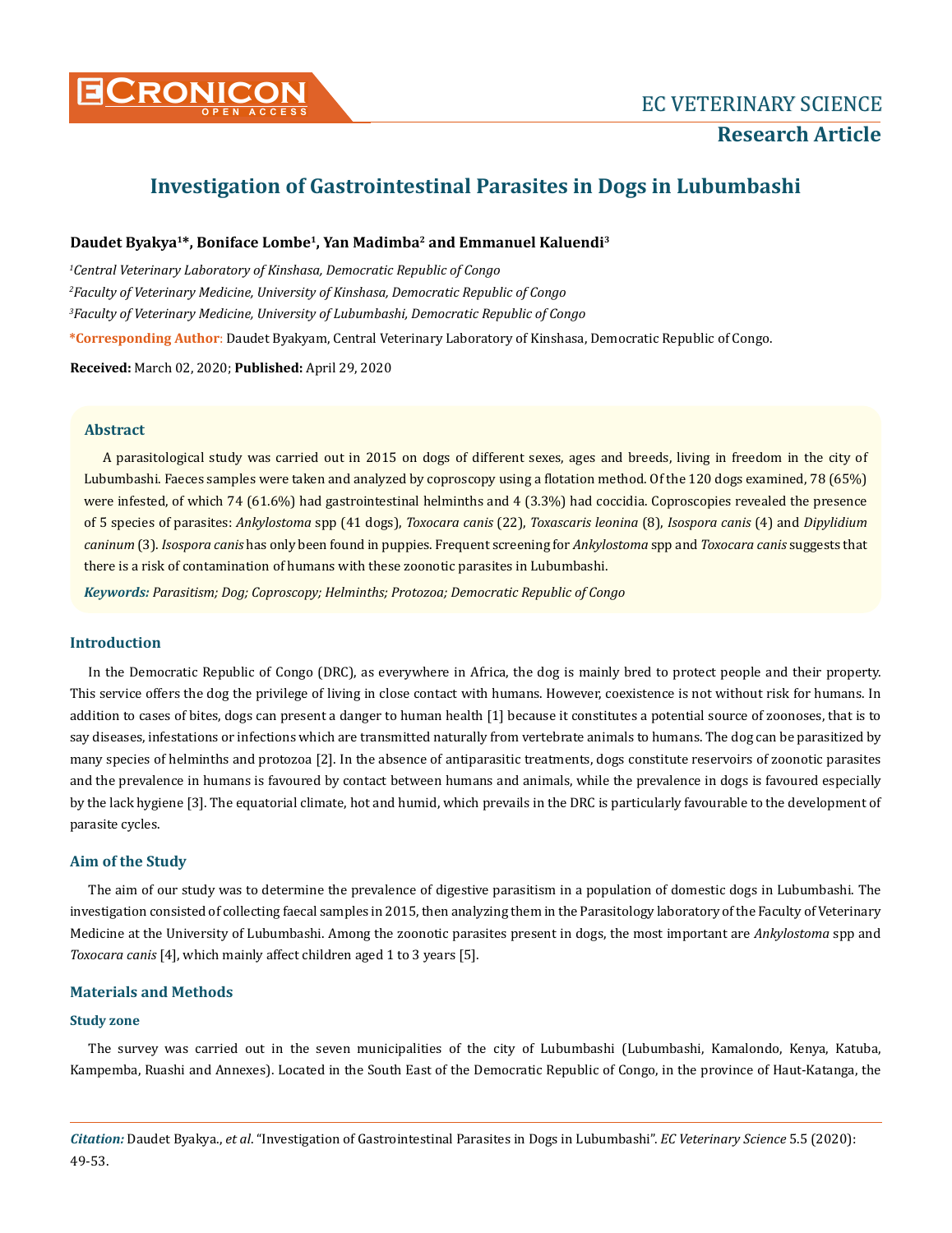# Investigation of Gastrointestinal Parasites in Dogs in Lubumbashi

**Daudet Byakya[1]*, Boniface Lombe[1], Yan Madimba[2] and Emmanuel Kaluendi[3]**

*[1]Central Veterinary Laboratory of Kinshasa, Democratic Republic of Congo*

*[2]Faculty of Veterinary Medicine, University of Kinshasa, Democratic Republic of Congo*

*[3]Faculty of Veterinary Medicine, University of Lubumbashi, Democratic Republic of Congo*

**\*Corresponding Author:** Daudet Byakyam, Central Veterinary Laboratory of Kinshasa, Democratic Republic of Congo.

**Received:** March 02, 2020; **Published:** April 29, 2020

## Abstract

A parasitological study was carried out in 2015 on dogs of different sexes, ages and breeds, living in freedom in the city of Lubumbashi. Faeces samples were taken and analyzed by coproscopy using a flotation method. Of the 120 dogs examined, 78 (65%) were infested, of which 74 (61.6%) had gastrointestinal helminths and 4 (3.3%) had coccidia. Coproscopies revealed the presence of 5 species of parasites: *Ankylostoma* spp (41 dogs), *Toxocara canis* (22), *Toxascaris leonina* (8), *Isospora canis* (4) and *Dipylidium caninum* (3). *Isospora canis* has only been found in puppies. Frequent screening for *Ankylostoma* spp and *Toxocara canis* suggests that there is a risk of contamination of humans with these zoonotic parasites in Lubumbashi.

***Keywords:*** *Parasitism; Dog; Coproscopy; Helminths; Protozoa; Democratic Republic of Congo*

## Introduction

In the Democratic Republic of Congo (DRC), as everywhere in Africa, the dog is mainly bred to protect people and their property. This service offers the dog the privilege of living in close contact with humans. However, coexistence is not without risk for humans. In addition to cases of bites, dogs can present a danger to human health [1] because it constitutes a potential source of zoonoses, that is to say diseases, infestations or infections which are transmitted naturally from vertebrate animals to humans. The dog can be parasitized by many species of helminths and protozoa [2]. In the absence of antiparasitic treatments, dogs constitute reservoirs of zoonotic parasites and the prevalence in humans is favoured by contact between humans and animals, while the prevalence in dogs is favoured especially by the lack hygiene [3]. The equatorial climate, hot and humid, which prevails in the DRC is particularly favourable to the development of parasite cycles.

## Aim of the Study

The aim of our study was to determine the prevalence of digestive parasitism in a population of domestic dogs in Lubumbashi. The investigation consisted of collecting faecal samples in 2015, then analyzing them in the Parasitology laboratory of the Faculty of Veterinary Medicine at the University of Lubumbashi. Among the zoonotic parasites present in dogs, the most important are *Ankylostoma* spp and *Toxocara canis* [4], which mainly affect children aged 1 to 3 years [5].

## Materials and Methods

### Study zone

The survey was carried out in the seven municipalities of the city of Lubumbashi (Lubumbashi, Kamalondo, Kenya, Katuba, Kampemba, Ruashi and Annexes). Located in the South East of the Democratic Republic of Congo, in the province of Haut-Katanga, the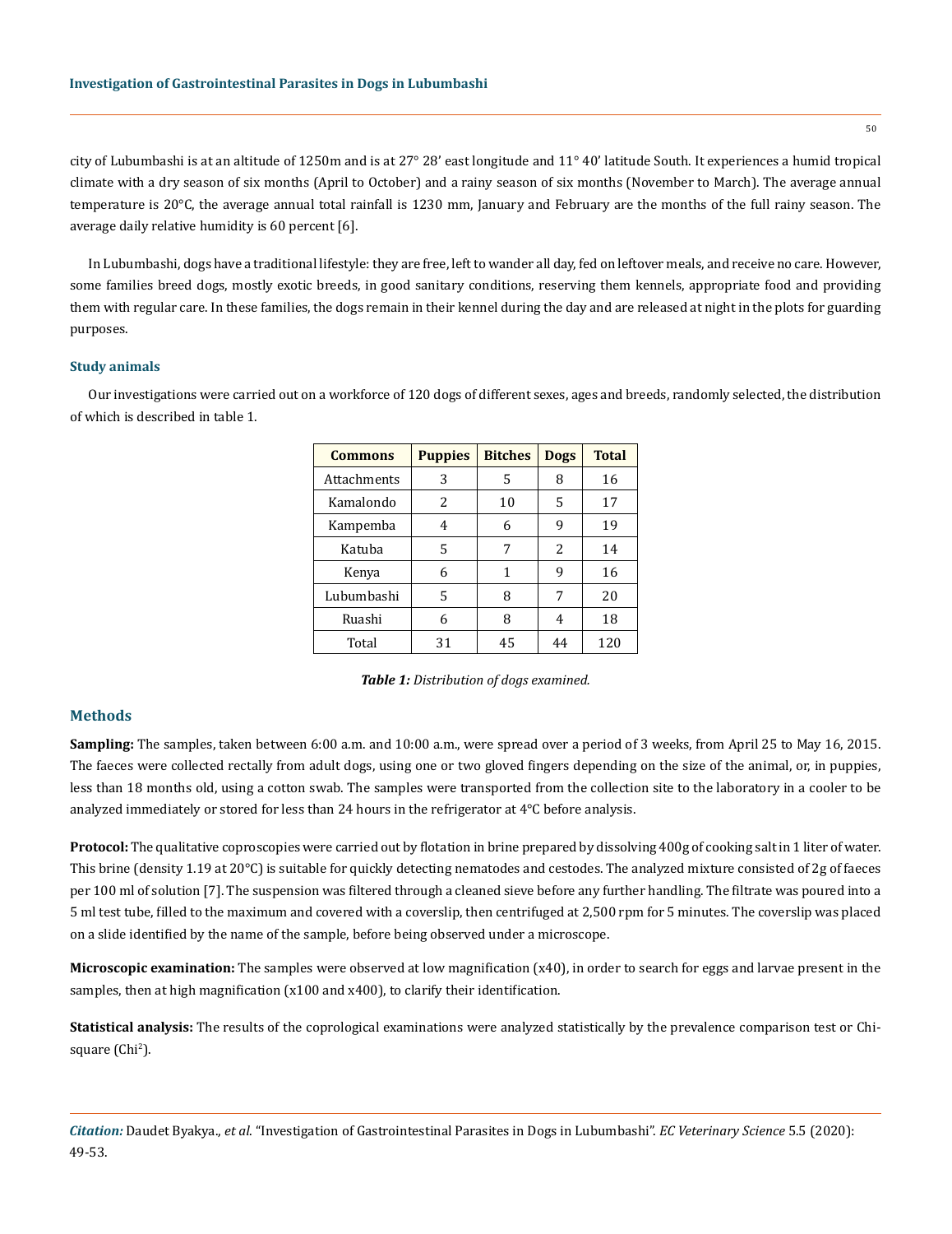city of Lubumbashi is at an altitude of 1250m and is at 27° 28' east longitude and 11° 40' latitude South. It experiences a humid tropical climate with a dry season of six months (April to October) and a rainy season of six months (November to March). The average annual temperature is 20°C, the average annual total rainfall is 1230 mm, January and February are the months of the full rainy season. The average daily relative humidity is 60 percent [6].

In Lubumbashi, dogs have a traditional lifestyle: they are free, left to wander all day, fed on leftover meals, and receive no care. However, some families breed dogs, mostly exotic breeds, in good sanitary conditions, reserving them kennels, appropriate food and providing them with regular care. In these families, the dogs remain in their kennel during the day and are released at night in the plots for guarding purposes.

### Study animals

Our investigations were carried out on a workforce of 120 dogs of different sexes, ages and breeds, randomly selected, the distribution of which is described in table 1.

| Commons | Puppies | Bitches | Dogs | Total |
|---|---|---|---|---|
| Attachments | 3 | 5 | 8 | 16 |
| Kamalondo | 2 | 10 | 5 | 17 |
| Kampemba | 4 | 6 | 9 | 19 |
| Katuba | 5 | 7 | 2 | 14 |
| Kenya | 6 | 1 | 9 | 16 |
| Lubumbashi | 5 | 8 | 7 | 20 |
| Ruashi | 6 | 8 | 4 | 18 |
| Total | 31 | 45 | 44 | 120 |

***Table 1:*** *Distribution of dogs examined.*

## Methods

**Sampling:** The samples, taken between 6:00 a.m. and 10:00 a.m., were spread over a period of 3 weeks, from April 25 to May 16, 2015. The faeces were collected rectally from adult dogs, using one or two gloved fingers depending on the size of the animal, or, in puppies, less than 18 months old, using a cotton swab. The samples were transported from the collection site to the laboratory in a cooler to be analyzed immediately or stored for less than 24 hours in the refrigerator at 4°C before analysis.

**Protocol:** The qualitative coproscopies were carried out by flotation in brine prepared by dissolving 400g of cooking salt in 1 liter of water. This brine (density 1.19 at 20°C) is suitable for quickly detecting nematodes and cestodes. The analyzed mixture consisted of 2g of faeces per 100 ml of solution [7]. The suspension was filtered through a cleaned sieve before any further handling. The filtrate was poured into a 5 ml test tube, filled to the maximum and covered with a coverslip, then centrifuged at 2,500 rpm for 5 minutes. The coverslip was placed on a slide identified by the name of the sample, before being observed under a microscope.

**Microscopic examination:** The samples were observed at low magnification (x40), in order to search for eggs and larvae present in the samples, then at high magnification (x100 and x400), to clarify their identification.

**Statistical analysis:** The results of the coprological examinations were analyzed statistically by the prevalence comparison test or Chi-square ($Chi^2$).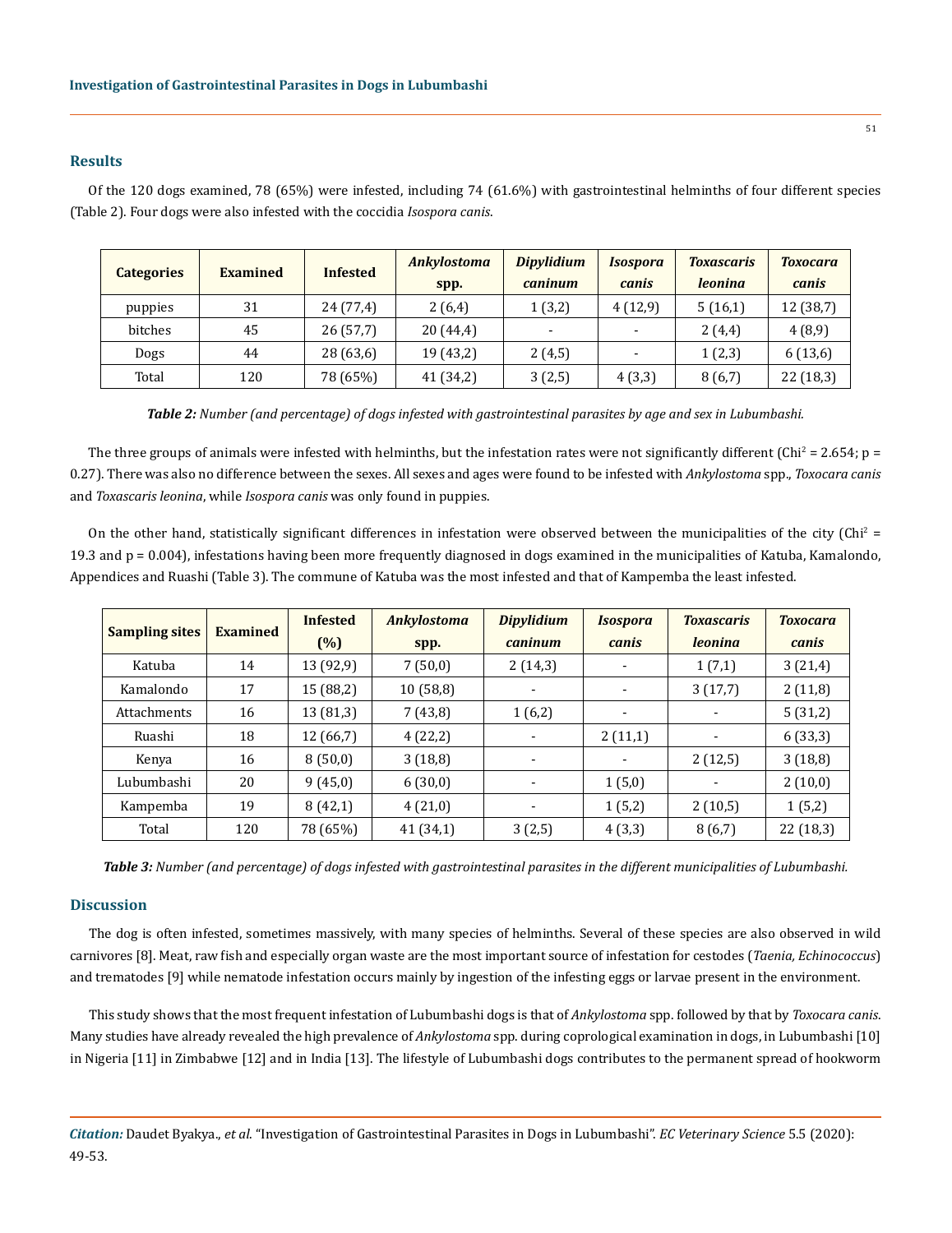## Results

Of the 120 dogs examined, 78 (65%) were infested, including 74 (61.6%) with gastrointestinal helminths of four different species (Table 2). Four dogs were also infested with the coccidia *Isospora canis*.

| Categories | Examined | Infested | *Ankylostoma* spp. | *Dipylidium caninum* | *Isospora canis* | *Toxascaris leonina* | *Toxocara canis* |
|---|---|---|---|---|---|---|---|
| puppies | 31 | 24 (77,4) | 2 (6,4) | 1 (3,2) | 4 (12,9) | 5 (16,1) | 12 (38,7) |
| bitches | 45 | 26 (57,7) | 20 (44,4) | - | - | 2 (4,4) | 4 (8,9) |
| Dogs | 44 | 28 (63,6) | 19 (43,2) | 2 (4,5) | - | 1 (2,3) | 6 (13,6) |
| Total | 120 | 78 (65%) | 41 (34,2) | 3 (2,5) | 4 (3,3) | 8 (6,7) | 22 (18,3) |

***Table 2:*** *Number (and percentage) of dogs infested with gastrointestinal parasites by age and sex in Lubumbashi.*

The three groups of animals were infested with helminths, but the infestation rates were not significantly different ($Chi^2 = 2.654$; $p = 0.27$). There was also no difference between the sexes. All sexes and ages were found to be infested with *Ankylostoma* spp., *Toxocara canis* and *Toxascaris leonina*, while *Isospora canis* was only found in puppies.

On the other hand, statistically significant differences in infestation were observed between the municipalities of the city ($Chi^2 = 19.3$ and $p = 0.004$), infestations having been more frequently diagnosed in dogs examined in the municipalities of Katuba, Kamalondo, Appendices and Ruashi (Table 3). The commune of Katuba was the most infested and that of Kampemba the least infested.

| Sampling sites | Examined | Infested (%) | *Ankylostoma* spp. | *Dipylidium caninum* | *Isospora canis* | *Toxascaris leonina* | *Toxocara canis* |
|---|---|---|---|---|---|---|---|
| Katuba | 14 | 13 (92,9) | 7 (50,0) | 2 (14,3) | - | 1 (7,1) | 3 (21,4) |
| Kamalondo | 17 | 15 (88,2) | 10 (58,8) | - | - | 3 (17,7) | 2 (11,8) |
| Attachments | 16 | 13 (81,3) | 7 (43,8) | 1 (6,2) | - | - | 5 (31,2) |
| Ruashi | 18 | 12 (66,7) | 4 (22,2) | - | 2 (11,1) | - | 6 (33,3) |
| Kenya | 16 | 8 (50,0) | 3 (18,8) | - | - | 2 (12,5) | 3 (18,8) |
| Lubumbashi | 20 | 9 (45,0) | 6 (30,0) | - | 1 (5,0) | - | 2 (10,0) |
| Kampemba | 19 | 8 (42,1) | 4 (21,0) | - | 1 (5,2) | 2 (10,5) | 1 (5,2) |
| Total | 120 | 78 (65%) | 41 (34,1) | 3 (2,5) | 4 (3,3) | 8 (6,7) | 22 (18,3) |

***Table 3:*** *Number (and percentage) of dogs infested with gastrointestinal parasites in the different municipalities of Lubumbashi.*

## Discussion

The dog is often infested, sometimes massively, with many species of helminths. Several of these species are also observed in wild carnivores [8]. Meat, raw fish and especially organ waste are the most important source of infestation for cestodes (*Taenia, Echinococcus*) and trematodes [9] while nematode infestation occurs mainly by ingestion of the infesting eggs or larvae present in the environment.

This study shows that the most frequent infestation of Lubumbashi dogs is that of *Ankylostoma* spp. followed by that by *Toxocara canis*. Many studies have already revealed the high prevalence of *Ankylostoma* spp. during coprological examination in dogs, in Lubumbashi [10] in Nigeria [11] in Zimbabwe [12] and in India [13]. The lifestyle of Lubumbashi dogs contributes to the permanent spread of hookworm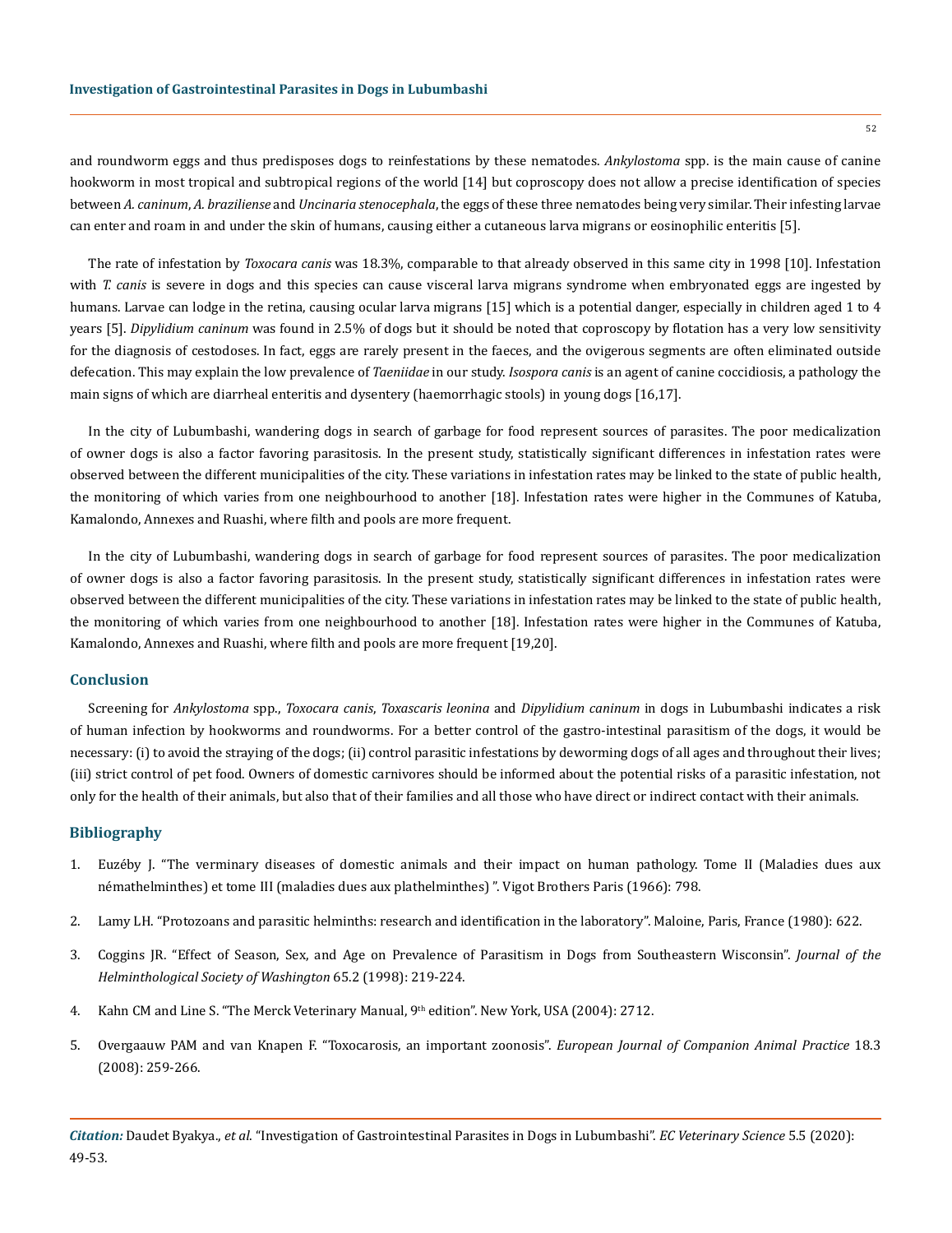and roundworm eggs and thus predisposes dogs to reinfestations by these nematodes. *Ankylostoma* spp. is the main cause of canine hookworm in most tropical and subtropical regions of the world [14] but coproscopy does not allow a precise identification of species between *A. caninum*, *A. braziliense* and *Uncinaria stenocephala*, the eggs of these three nematodes being very similar. Their infesting larvae can enter and roam in and under the skin of humans, causing either a cutaneous larva migrans or eosinophilic enteritis [5].

The rate of infestation by *Toxocara canis* was 18.3%, comparable to that already observed in this same city in 1998 [10]. Infestation with *T. canis* is severe in dogs and this species can cause visceral larva migrans syndrome when embryonated eggs are ingested by humans. Larvae can lodge in the retina, causing ocular larva migrans [15] which is a potential danger, especially in children aged 1 to 4 years [5]. *Dipylidium caninum* was found in 2.5% of dogs but it should be noted that coproscopy by flotation has a very low sensitivity for the diagnosis of cestodoses. In fact, eggs are rarely present in the faeces, and the ovigerous segments are often eliminated outside defecation. This may explain the low prevalence of *Taeniidae* in our study. *Isospora canis* is an agent of canine coccidiosis, a pathology the main signs of which are diarrheal enteritis and dysentery (haemorrhagic stools) in young dogs [16,17].

In the city of Lubumbashi, wandering dogs in search of garbage for food represent sources of parasites. The poor medicalization of owner dogs is also a factor favoring parasitosis. In the present study, statistically significant differences in infestation rates were observed between the different municipalities of the city. These variations in infestation rates may be linked to the state of public health, the monitoring of which varies from one neighbourhood to another [18]. Infestation rates were higher in the Communes of Katuba, Kamalondo, Annexes and Ruashi, where filth and pools are more frequent.

In the city of Lubumbashi, wandering dogs in search of garbage for food represent sources of parasites. The poor medicalization of owner dogs is also a factor favoring parasitosis. In the present study, statistically significant differences in infestation rates were observed between the different municipalities of the city. These variations in infestation rates may be linked to the state of public health, the monitoring of which varies from one neighbourhood to another [18]. Infestation rates were higher in the Communes of Katuba, Kamalondo, Annexes and Ruashi, where filth and pools are more frequent [19,20].

## Conclusion

Screening for *Ankylostoma* spp., *Toxocara canis*, *Toxascaris leonina* and *Dipylidium caninum* in dogs in Lubumbashi indicates a risk of human infection by hookworms and roundworms. For a better control of the gastro-intestinal parasitism of the dogs, it would be necessary: (i) to avoid the straying of the dogs; (ii) control parasitic infestations by deworming dogs of all ages and throughout their lives; (iii) strict control of pet food. Owners of domestic carnivores should be informed about the potential risks of a parasitic infestation, not only for the health of their animals, but also that of their families and all those who have direct or indirect contact with their animals.

## Bibliography

1. Euzéby J. "The verminary diseases of domestic animals and their impact on human pathology. Tome II (Maladies dues aux némathelminthes) et tome III (maladies dues aux plathelminthes) ". Vigot Brothers Paris (1966): 798.
2. Lamy LH. "Protozoans and parasitic helminths: research and identification in the laboratory". Maloine, Paris, France (1980): 622.
3. Coggins JR. "Effect of Season, Sex, and Age on Prevalence of Parasitism in Dogs from Southeastern Wisconsin". *Journal of the Helminthological Society of Washington* 65.2 (1998): 219-224.
4. Kahn CM and Line S. "The Merck Veterinary Manual, 9th edition". New York, USA (2004): 2712.
5. Overgaauw PAM and van Knapen F. "Toxocarosis, an important zoonosis". *European Journal of Companion Animal Practice* 18.3 (2008): 259-266.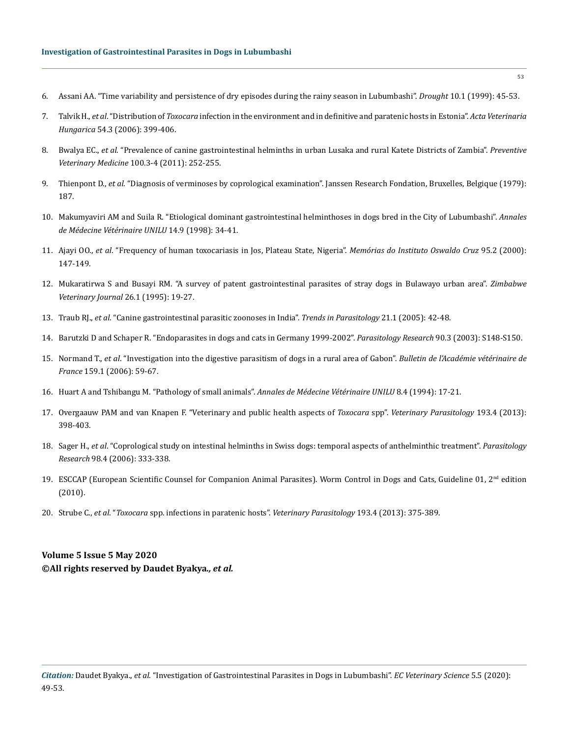6. Assani AA. "Time variability and persistence of dry episodes during the rainy season in Lubumbashi". *Drought* 10.1 (1999): 45-53.
7. Talvik H., *et al*. "Distribution of *Toxocara* infection in the environment and in definitive and paratenic hosts in Estonia". *Acta Veterinaria Hungarica* 54.3 (2006): 399-406.
8. Bwalya EC., *et al*. "Prevalence of canine gastrointestinal helminths in urban Lusaka and rural Katete Districts of Zambia". *Preventive Veterinary Medicine* 100.3-4 (2011): 252-255.
9. Thienpont D., *et al*. "Diagnosis of verminoses by coprological examination". Janssen Research Fondation, Bruxelles, Belgique (1979): 187.
10. Makumyaviri AM and Suila R. "Etiological dominant gastrointestinal helminthoses in dogs bred in the City of Lubumbashi". *Annales de Médecine Vétérinaire UNILU* 14.9 (1998): 34-41.
11. Ajayi OO., *et al*. "Frequency of human toxocariasis in Jos, Plateau State, Nigeria". *Memórias do Instituto Oswaldo Cruz* 95.2 (2000): 147-149.
12. Mukaratirwa S and Busayi RM. "A survey of patent gastrointestinal parasites of stray dogs in Bulawayo urban area". *Zimbabwe Veterinary Journal* 26.1 (1995): 19-27.
13. Traub RJ., *et al*. "Canine gastrointestinal parasitic zoonoses in India". *Trends in Parasitology* 21.1 (2005): 42-48.
14. Barutzki D and Schaper R. "Endoparasites in dogs and cats in Germany 1999-2002". *Parasitology Research* 90.3 (2003): S148-S150.
15. Normand T., *et al*. "Investigation into the digestive parasitism of dogs in a rural area of Gabon". *Bulletin de l'Académie vétérinaire de France* 159.1 (2006): 59-67.
16. Huart A and Tshibangu M. "Pathology of small animals". *Annales de Médecine Vétérinaire UNILU* 8.4 (1994): 17-21.
17. Overgaauw PAM and van Knapen F. "Veterinary and public health aspects of *Toxocara* spp". *Veterinary Parasitology* 193.4 (2013): 398-403.
18. Sager H., *et al*. "Coprological study on intestinal helminths in Swiss dogs: temporal aspects of anthelminthic treatment". *Parasitology Research* 98.4 (2006): 333-338.
19. ESCCAP (European Scientific Counsel for Companion Animal Parasites). Worm Control in Dogs and Cats, Guideline 01, 2nd edition (2010).
20. Strube C., *et al*. "*Toxocara* spp. infections in paratenic hosts". *Veterinary Parasitology* 193.4 (2013): 375-389.

**Volume 5 Issue 5 May 2020**
**©All rights reserved by Daudet Byakya., *et al.***